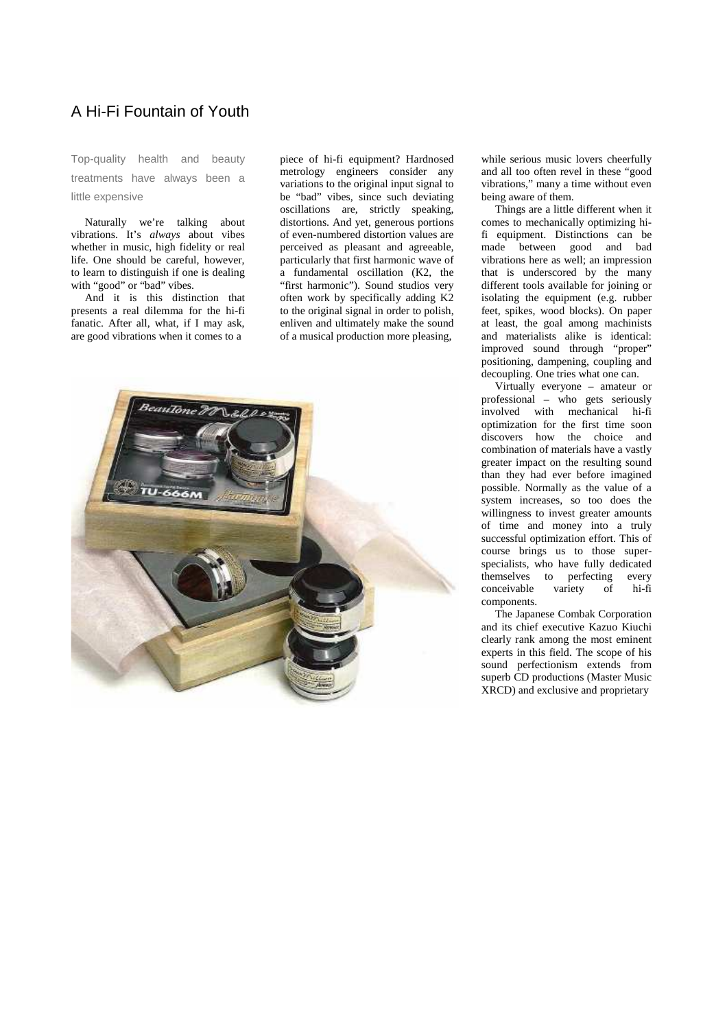# A Hi-Fi Fountain of Youth

Top-quality health and beauty treatments have always been a little expensive

Naturally we're talking about vibrations. It's *always* about vibes whether in music, high fidelity or real life. One should be careful, however, to learn to distinguish if one is dealing with "good" or "bad" vibes.

And it is this distinction that presents a real dilemma for the hi-fi fanatic. After all, what, if I may ask, are good vibrations when it comes to a piece of hi-fi equipment? Hardnosed metrology engineers consider any variations to the original input signal to be "bad" vibes, since such deviating oscillations are, strictly speaking, distortions. And yet, generous portions of even-numbered distortion values are perceived as pleasant and agreeable, particularly that first harmonic wave of a fundamental oscillation (K2, the "first harmonic"). Sound studios very often work by specifically adding K2 to the original signal in order to polish, enliven and ultimately make the sound of a musical production more pleasing, while serious music lovers cheerfully and all too often revel in these "good vibrations," many a time without even being aware of them.

Things are a little different when it comes to mechanically optimizing hi-fi equipment. Distinctions can be made between good and bad vibrations here as well; an impression that is underscored by the many different tools available for joining or isolating the equipment (e.g. rubber feet, spikes, wood blocks). On paper at least, the goal among machinists and materialists alike is identical: improved sound through "proper" positioning, dampening, coupling and decoupling. One tries what one can.

Virtually everyone – amateur or professional – who gets seriously involved with mechanical hi-fi optimization for the first time soon discovers how the choice and combination of materials have a vastly greater impact on the resulting sound than they had ever before imagined possible. Normally as the value of a system increases, so too does the willingness to invest greater amounts of time and money into a truly successful optimization effort. This of course brings us to those super-specialists, who have fully dedicated themselves to perfecting every conceivable variety of hi-fi components.

The Japanese Combak Corporation and its chief executive Kazuo Kiuchi clearly rank among the most eminent experts in this field. The scope of his sound perfectionism extends from superb CD productions (Master Music XRCD) and exclusive and proprietary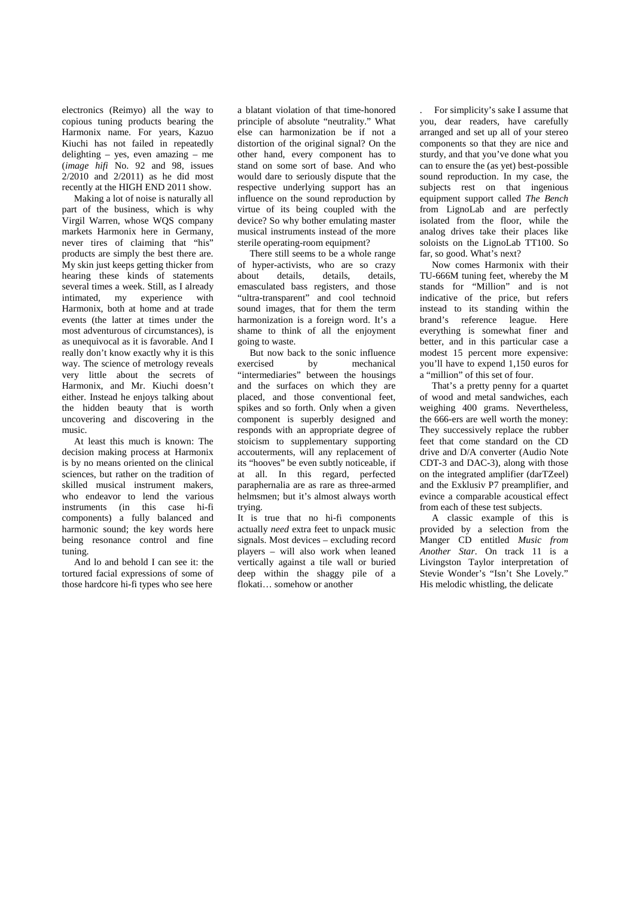electronics (Reimyo) all the way to copious tuning products bearing the Harmonix name. For years, Kazuo Kiuchi has not failed in repeatedly delighting – yes, even amazing – me (*image hifi* No. 92 and 98, issues 2/2010 and 2/2011) as he did most recently at the HIGH END 2011 show.

Making a lot of noise is naturally all part of the business, which is why Virgil Warren, whose WQS company markets Harmonix here in Germany, never tires of claiming that "his" products are simply the best there are. My skin just keeps getting thicker from hearing these kinds of statements several times a week. Still, as I already intimated, my experience with Harmonix, both at home and at trade events (the latter at times under the most adventurous of circumstances), is as unequivocal as it is favorable. And I really don't know exactly why it is this way. The science of metrology reveals very little about the secrets of Harmonix, and Mr. Kiuchi doesn't either. Instead he enjoys talking about the hidden beauty that is worth uncovering and discovering in the music.

At least this much is known: The decision making process at Harmonix is by no means oriented on the clinical sciences, but rather on the tradition of skilled musical instrument makers, who endeavor to lend the various instruments (in this case hi-fi components) a fully balanced and harmonic sound; the key words here being resonance control and fine tuning.

And lo and behold I can see it: the tortured facial expressions of some of those hardcore hi-fi types who see here a blatant violation of that time-honored principle of absolute "neutrality." What else can harmonization be if not a distortion of the original signal? On the other hand, every component has to stand on some sort of base. And who would dare to seriously dispute that the respective underlying support has an influence on the sound reproduction by virtue of its being coupled with the device? So why bother emulating master musical instruments instead of the more sterile operating-room equipment?

There still seems to be a whole range of hyper-activists, who are so crazy about details, details, details, emasculated bass registers, and those "ultra-transparent" and cool technoid sound images, that for them the term harmonization is a foreign word. It's a shame to think of all the enjoyment going to waste.

But now back to the sonic influence exercised by mechanical "intermediaries" between the housings and the surfaces on which they are placed, and those conventional feet, spikes and so forth. Only when a given component is superbly designed and responds with an appropriate degree of stoicism to supplementary supporting accouterments, will any replacement of its "hooves" be even subtly noticeable, if at all. In this regard, perfected paraphernalia are as rare as three-armed helmsmen; but it's almost always worth trying.

It is true that no hi-fi components actually *need* extra feet to unpack music signals. Most devices – excluding record players – will also work when leaned vertically against a tile wall or buried deep within the shaggy pile of a flokati… somehow or another. For simplicity's sake I assume that you, dear readers, have carefully arranged and set up all of your stereo components so that they are nice and sturdy, and that you've done what you can to ensure the (as yet) best-possible sound reproduction. In my case, the subjects rest on that ingenious equipment support called *The Bench* from LignoLab and are perfectly isolated from the floor, while the analog drives take their places like soloists on the LignoLab TT100. So far, so good. What's next?

Now comes Harmonix with their TU-666M tuning feet, whereby the M stands for "Million" and is not indicative of the price, but refers instead to its standing within the brand's reference league. Here everything is somewhat finer and better, and in this particular case a modest 15 percent more expensive: you'll have to expend 1,150 euros for a "million" of this set of four.

That's a pretty penny for a quartet of wood and metal sandwiches, each weighing 400 grams. Nevertheless, the 666-ers are well worth the money: They successively replace the rubber feet that come standard on the CD drive and D/A converter (Audio Note CDT-3 and DAC-3), along with those on the integrated amplifier (darTZeel) and the Exklusiv P7 preamplifier, and evince a comparable acoustical effect from each of these test subjects.

A classic example of this is provided by a selection from the Manger CD entitled *Music from Another Star*. On track 11 is a Livingston Taylor interpretation of Stevie Wonder's "Isn't She Lovely." His melodic whistling, the delicate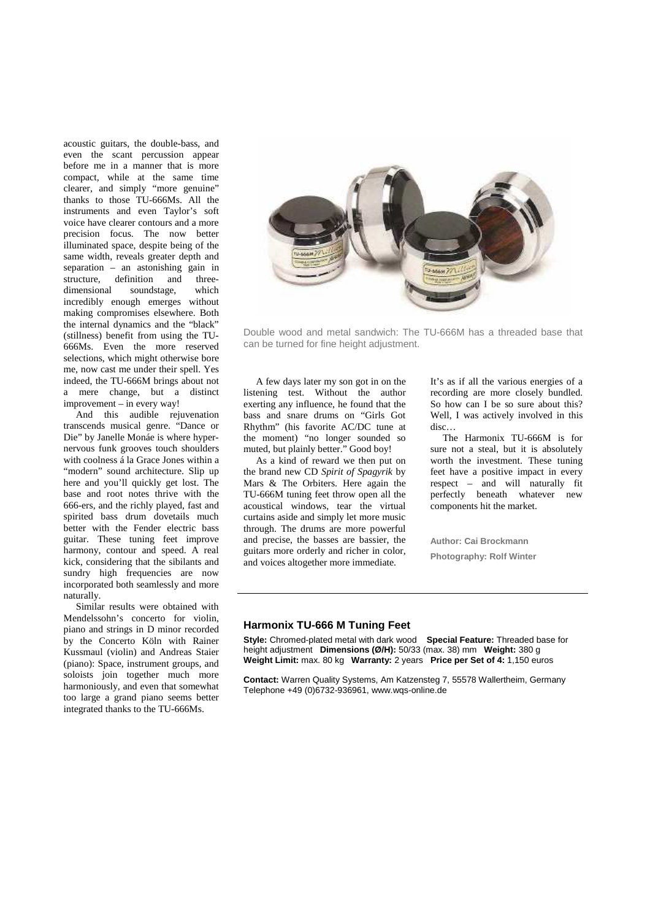acoustic guitars, the double-bass, and even the scant percussion appear before me in a manner that is more compact, while at the same time clearer, and simply "more genuine" thanks to those TU-666Ms. All the instruments and even Taylor's soft voice have clearer contours and a more precision focus. The now better illuminated space, despite being of the same width, reveals greater depth and separation – an astonishing gain in structure, definition and three-dimensional soundstage, which incredibly enough emerges without making compromises elsewhere. Both the internal dynamics and the "black" (stillness) benefit from using the TU-666Ms. Even the more reserved selections, which might otherwise bore me, now cast me under their spell. Yes indeed, the TU-666M brings about not a mere change, but a distinct improvement – in every way!

And this audible rejuvenation transcends musical genre. "Dance or Die" by Janelle Monáe is where hyper-nervous funk grooves touch shoulders with coolness á la Grace Jones within a "modern" sound architecture. Slip up here and you'll quickly get lost. The base and root notes thrive with the 666-ers, and the richly played, fast and spirited bass drum dovetails much better with the Fender electric bass guitar. These tuning feet improve harmony, contour and speed. A real kick, considering that the sibilants and sundry high frequencies are now incorporated both seamlessly and more naturally.

Similar results were obtained with Mendelssohn's concerto for violin, piano and strings in D minor recorded by the Concerto Köln with Rainer Kussmaul (violin) and Andreas Staier (piano): Space, instrument groups, and soloists join together much more harmoniously, and even that somewhat too large a grand piano seems better integrated thanks to the TU-666Ms.

Double wood and metal sandwich: The TU-666M has a threaded base that can be turned for fine height adjustment.

A few days later my son got in on the listening test. Without the author exerting any influence, he found that the bass and snare drums on "Girls Got Rhythm" (his favorite AC/DC tune at the moment) "no longer sounded so muted, but plainly better." Good boy!

As a kind of reward we then put on the brand new CD *Spirit of Spagyrik* by Mars & The Orbiters. Here again the TU-666M tuning feet throw open all the acoustical windows, tear the virtual curtains aside and simply let more music through. The drums are more powerful and precise, the basses are bassier, the guitars more orderly and richer in color, and voices altogether more immediate. It's as if all the various energies of a recording are more closely bundled. So how can I be so sure about this? Well, I was actively involved in this disc…

The Harmonix TU-666M is for sure not a steal, but it is absolutely worth the investment. These tuning feet have a positive impact in every respect – and will naturally fit perfectly beneath whatever new components hit the market.

**Author: Cai Brockmann**
**Photography: Rolf Winter**

---

### Harmonix TU-666 M Tuning Feet

**Style:** Chromed-plated metal with dark wood **Special Feature:** Threaded base for height adjustment **Dimensions (Ø/H):** 50/33 (max. 38) mm **Weight:** 380 g **Weight Limit:** max. 80 kg **Warranty:** 2 years **Price per Set of 4:** 1,150 euros

**Contact:** Warren Quality Systems, Am Katzensteg 7, 55578 Wallertheim, Germany Telephone +49 (0)6732-936961, www.wqs-online.de